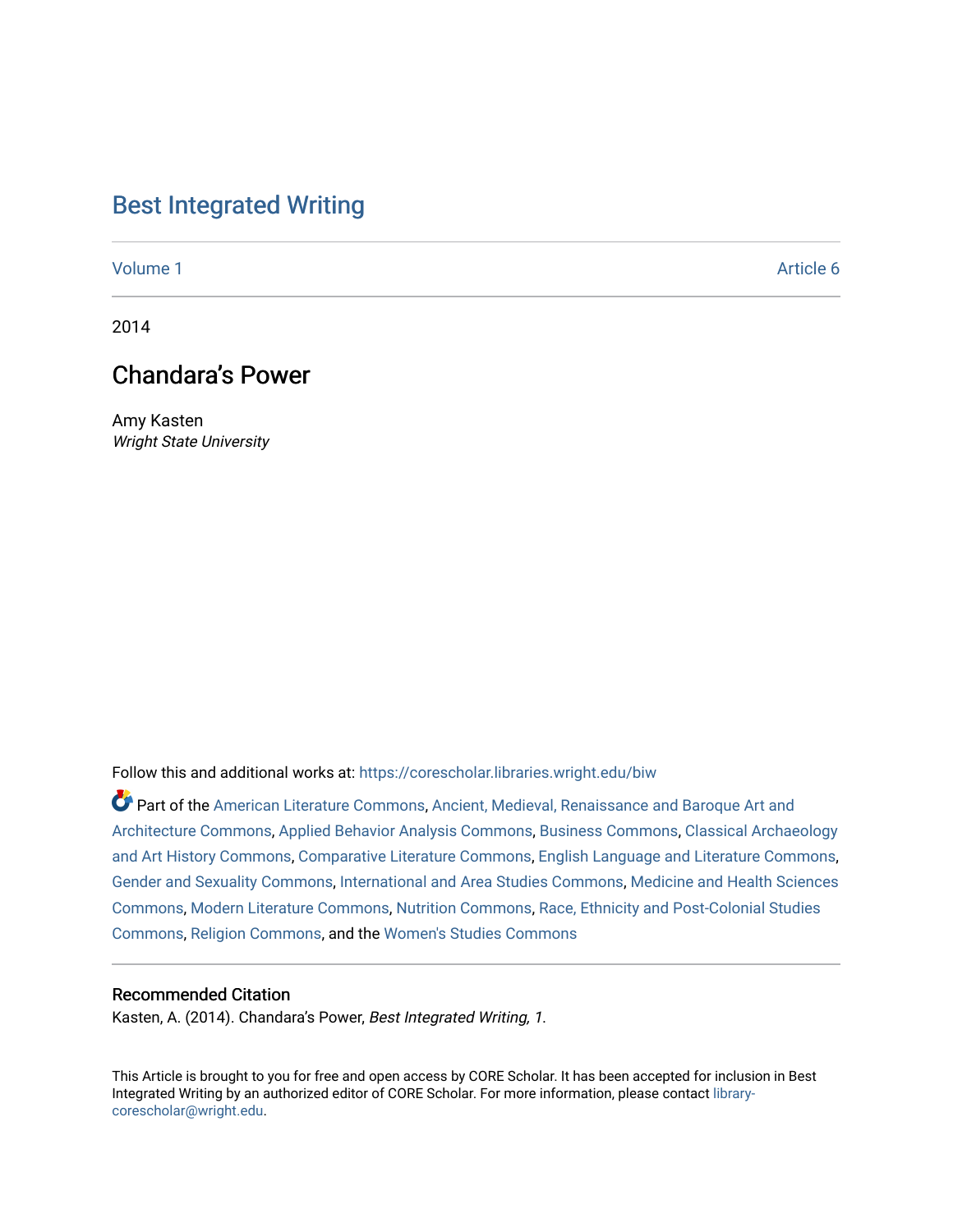# Best Integrated Writing

Volume 1 | Article 6

2014

## Chandara's Power

Amy Kasten
*Wright State University*

Follow this and additional works at: https://corescholar.libraries.wright.edu/biw

Part of the American Literature Commons, Ancient, Medieval, Renaissance and Baroque Art and Architecture Commons, Applied Behavior Analysis Commons, Business Commons, Classical Archaeology and Art History Commons, Comparative Literature Commons, English Language and Literature Commons, Gender and Sexuality Commons, International and Area Studies Commons, Medicine and Health Sciences Commons, Modern Literature Commons, Nutrition Commons, Race, Ethnicity and Post-Colonial Studies Commons, Religion Commons, and the Women's Studies Commons

### Recommended Citation

Kasten, A. (2014). Chandara's Power, *Best Integrated Writing, 1*.

This Article is brought to you for free and open access by CORE Scholar. It has been accepted for inclusion in Best Integrated Writing by an authorized editor of CORE Scholar. For more information, please contact library-corescholar@wright.edu.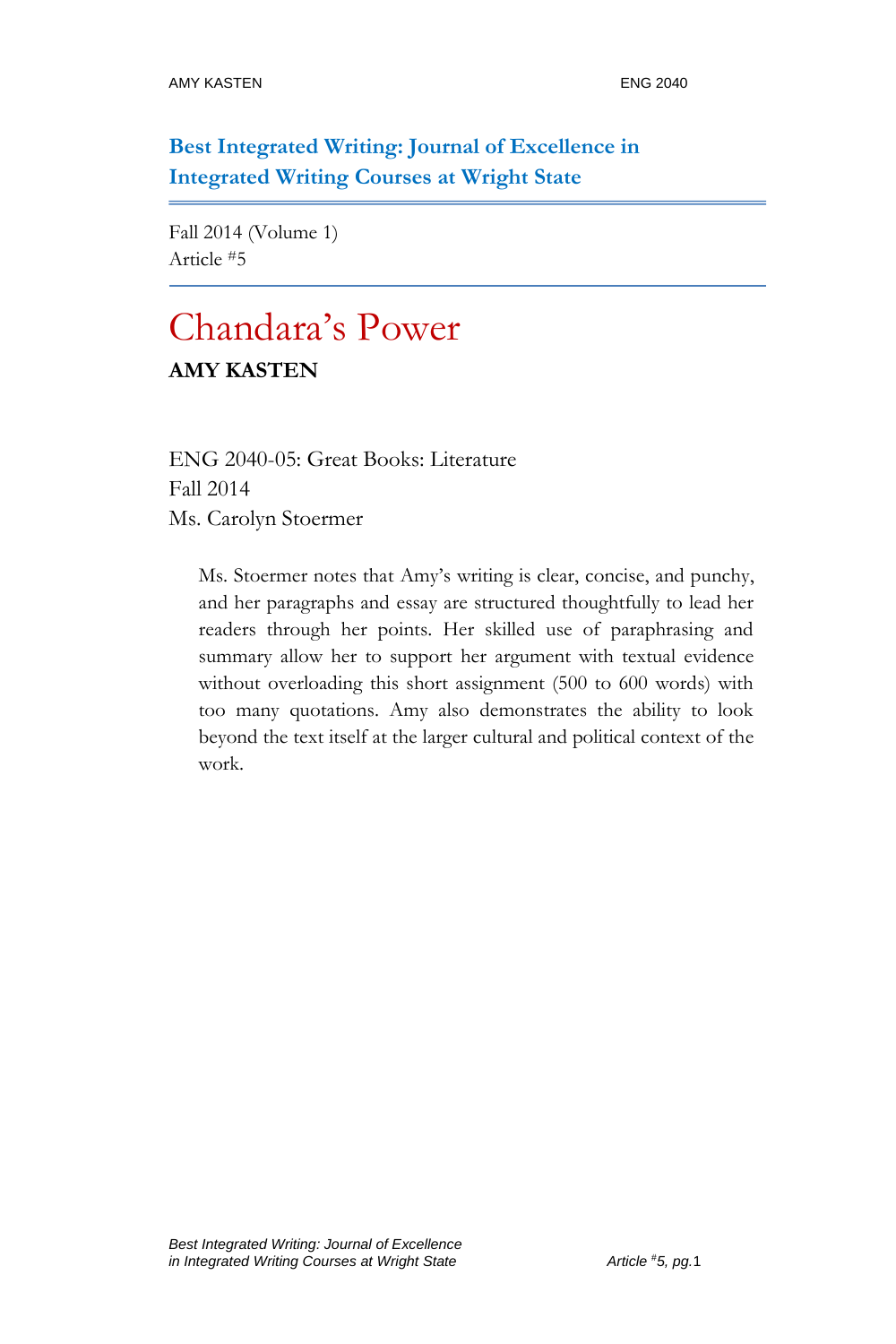**Best Integrated Writing: Journal of Excellence in Integrated Writing Courses at Wright State**

Fall 2014 (Volume 1)
Article #5

# Chandara's Power

**AMY KASTEN**

ENG 2040-05: Great Books: Literature
Fall 2014
Ms. Carolyn Stoermer

> Ms. Stoermer notes that Amy's writing is clear, concise, and punchy, and her paragraphs and essay are structured thoughtfully to lead her readers through her points. Her skilled use of paraphrasing and summary allow her to support her argument with textual evidence without overloading this short assignment (500 to 600 words) with too many quotations. Amy also demonstrates the ability to look beyond the text itself at the larger cultural and political context of the work.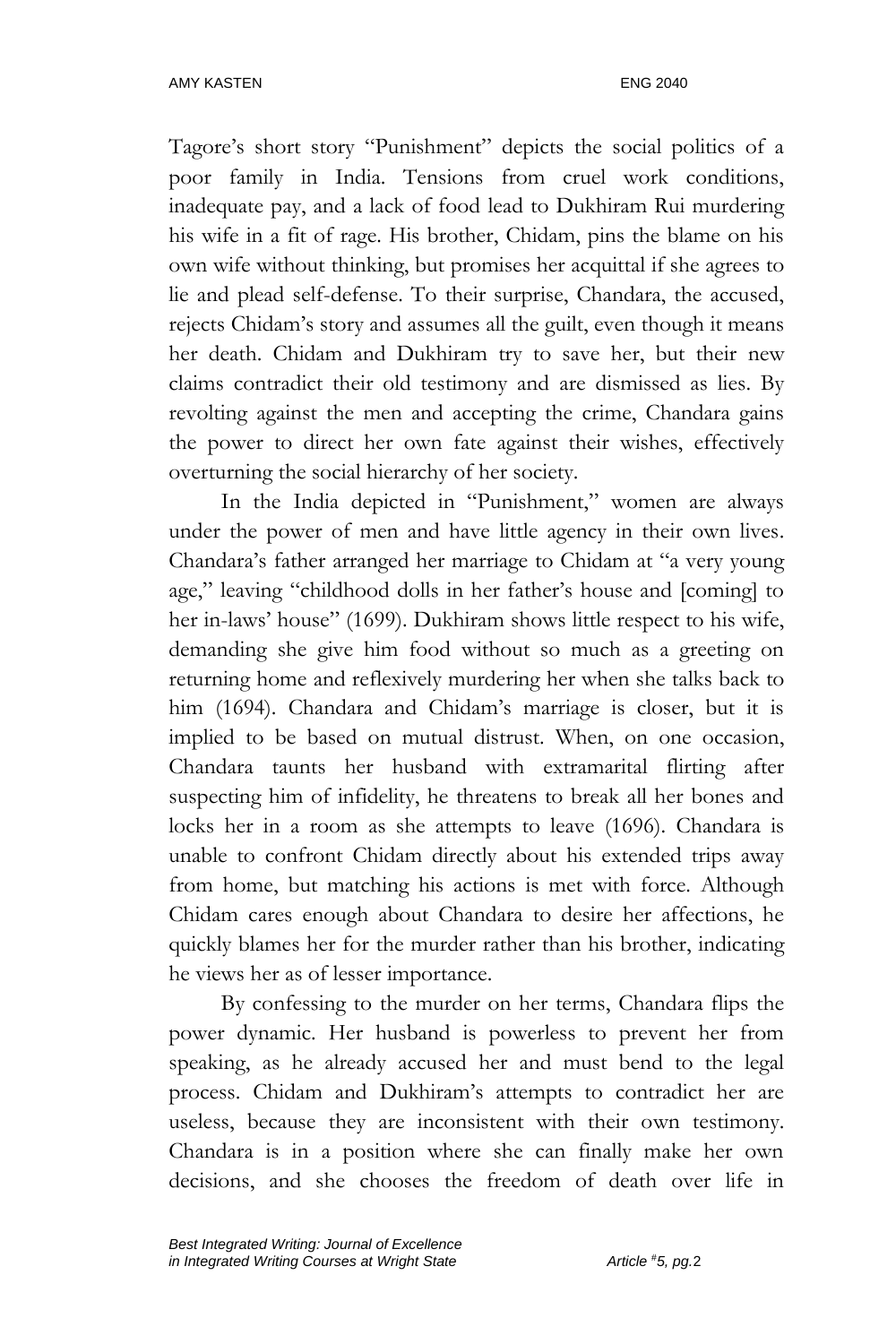Tagore's short story "Punishment" depicts the social politics of a poor family in India. Tensions from cruel work conditions, inadequate pay, and a lack of food lead to Dukhiram Rui murdering his wife in a fit of rage. His brother, Chidam, pins the blame on his own wife without thinking, but promises her acquittal if she agrees to lie and plead self-defense. To their surprise, Chandara, the accused, rejects Chidam's story and assumes all the guilt, even though it means her death. Chidam and Dukhiram try to save her, but their new claims contradict their old testimony and are dismissed as lies. By revolting against the men and accepting the crime, Chandara gains the power to direct her own fate against their wishes, effectively overturning the social hierarchy of her society.

In the India depicted in "Punishment," women are always under the power of men and have little agency in their own lives. Chandara's father arranged her marriage to Chidam at "a very young age," leaving "childhood dolls in her father's house and [coming] to her in-laws' house" (1699). Dukhiram shows little respect to his wife, demanding she give him food without so much as a greeting on returning home and reflexively murdering her when she talks back to him (1694). Chandara and Chidam's marriage is closer, but it is implied to be based on mutual distrust. When, on one occasion, Chandara taunts her husband with extramarital flirting after suspecting him of infidelity, he threatens to break all her bones and locks her in a room as she attempts to leave (1696). Chandara is unable to confront Chidam directly about his extended trips away from home, but matching his actions is met with force. Although Chidam cares enough about Chandara to desire her affections, he quickly blames her for the murder rather than his brother, indicating he views her as of lesser importance.

By confessing to the murder on her terms, Chandara flips the power dynamic. Her husband is powerless to prevent her from speaking, as he already accused her and must bend to the legal process. Chidam and Dukhiram's attempts to contradict her are useless, because they are inconsistent with their own testimony. Chandara is in a position where she can finally make her own decisions, and she chooses the freedom of death over life in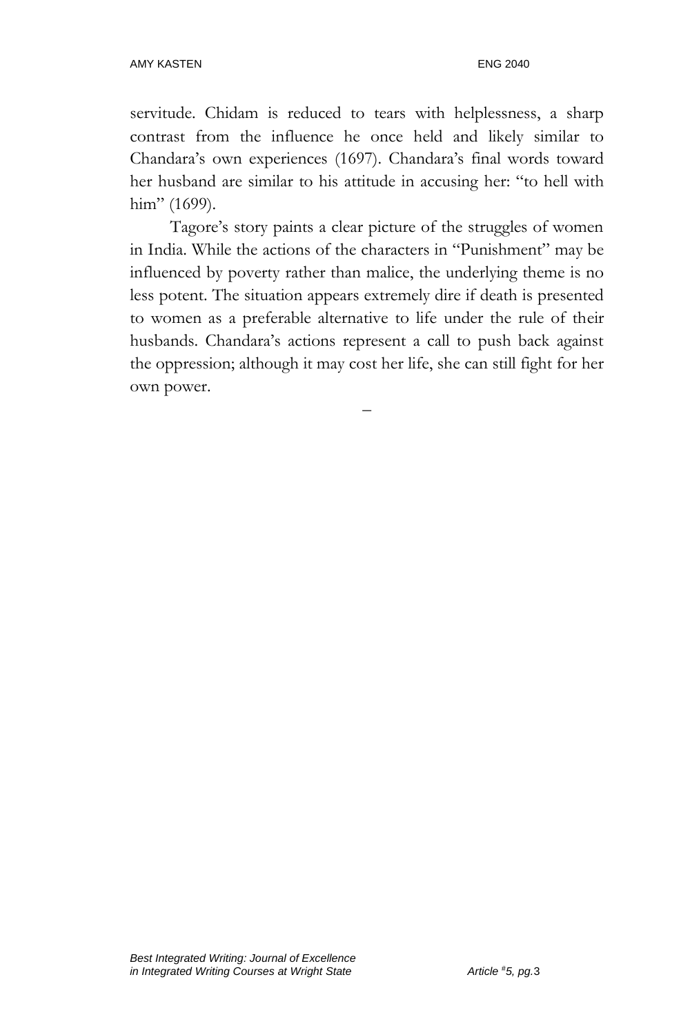servitude. Chidam is reduced to tears with helplessness, a sharp contrast from the influence he once held and likely similar to Chandara's own experiences (1697). Chandara's final words toward her husband are similar to his attitude in accusing her: "to hell with him" (1699).

Tagore's story paints a clear picture of the struggles of women in India. While the actions of the characters in "Punishment" may be influenced by poverty rather than malice, the underlying theme is no less potent. The situation appears extremely dire if death is presented to women as a preferable alternative to life under the rule of their husbands. Chandara's actions represent a call to push back against the oppression; although it may cost her life, she can still fight for her own power.

–